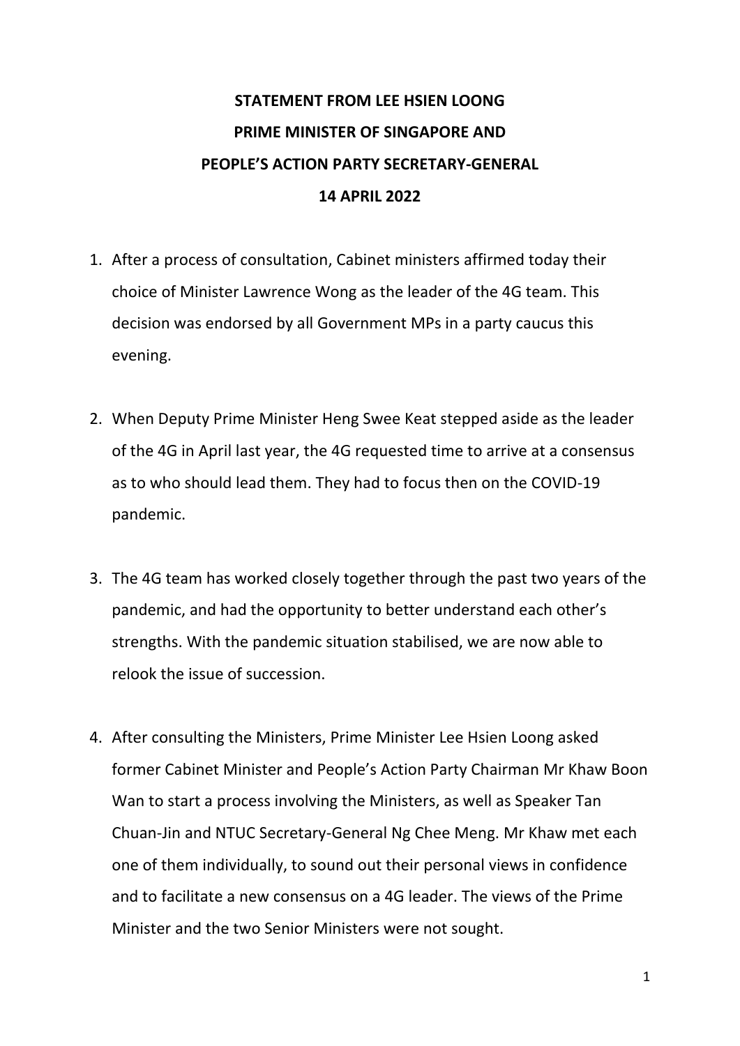# STATEMENT FROM LEE HSIEN LOONG
# PRIME MINISTER OF SINGAPORE AND
# PEOPLE'S ACTION PARTY SECRETARY-GENERAL
# 14 APRIL 2022

1. After a process of consultation, Cabinet ministers affirmed today their choice of Minister Lawrence Wong as the leader of the 4G team. This decision was endorsed by all Government MPs in a party caucus this evening.

2. When Deputy Prime Minister Heng Swee Keat stepped aside as the leader of the 4G in April last year, the 4G requested time to arrive at a consensus as to who should lead them. They had to focus then on the COVID-19 pandemic.

3. The 4G team has worked closely together through the past two years of the pandemic, and had the opportunity to better understand each other's strengths. With the pandemic situation stabilised, we are now able to relook the issue of succession.

4. After consulting the Ministers, Prime Minister Lee Hsien Loong asked former Cabinet Minister and People's Action Party Chairman Mr Khaw Boon Wan to start a process involving the Ministers, as well as Speaker Tan Chuan-Jin and NTUC Secretary-General Ng Chee Meng. Mr Khaw met each one of them individually, to sound out their personal views in confidence and to facilitate a new consensus on a 4G leader. The views of the Prime Minister and the two Senior Ministers were not sought.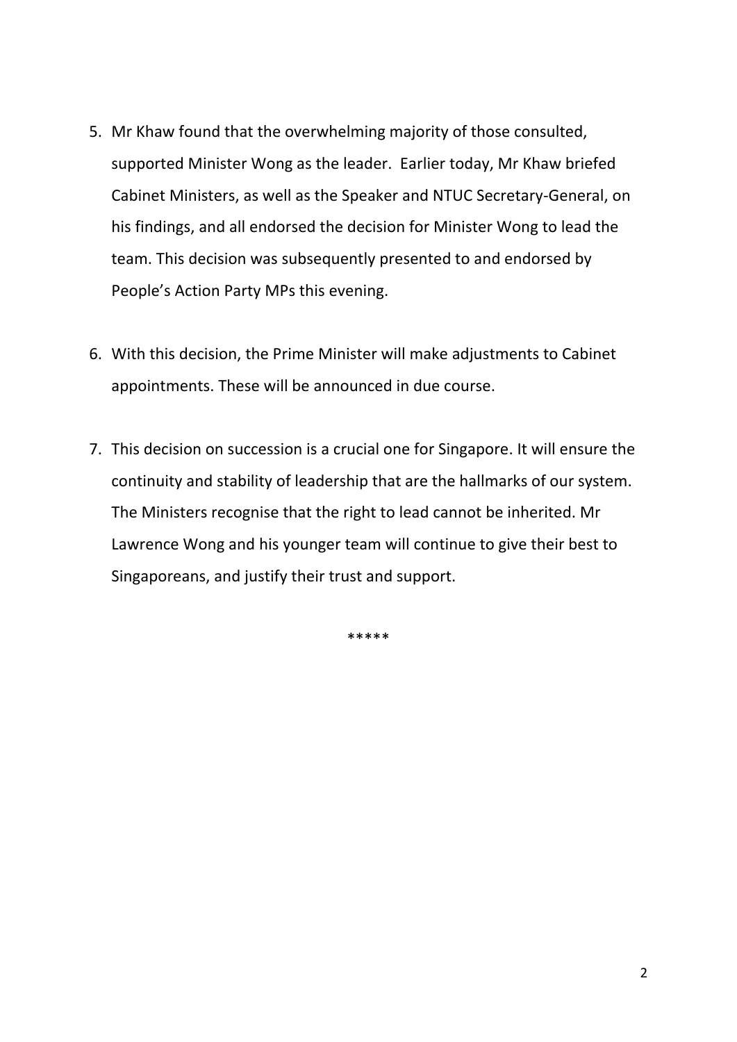5. Mr Khaw found that the overwhelming majority of those consulted, supported Minister Wong as the leader. Earlier today, Mr Khaw briefed Cabinet Ministers, as well as the Speaker and NTUC Secretary-General, on his findings, and all endorsed the decision for Minister Wong to lead the team. This decision was subsequently presented to and endorsed by People's Action Party MPs this evening.

6. With this decision, the Prime Minister will make adjustments to Cabinet appointments. These will be announced in due course.

7. This decision on succession is a crucial one for Singapore. It will ensure the continuity and stability of leadership that are the hallmarks of our system. The Ministers recognise that the right to lead cannot be inherited. Mr Lawrence Wong and his younger team will continue to give their best to Singaporeans, and justify their trust and support.

*****